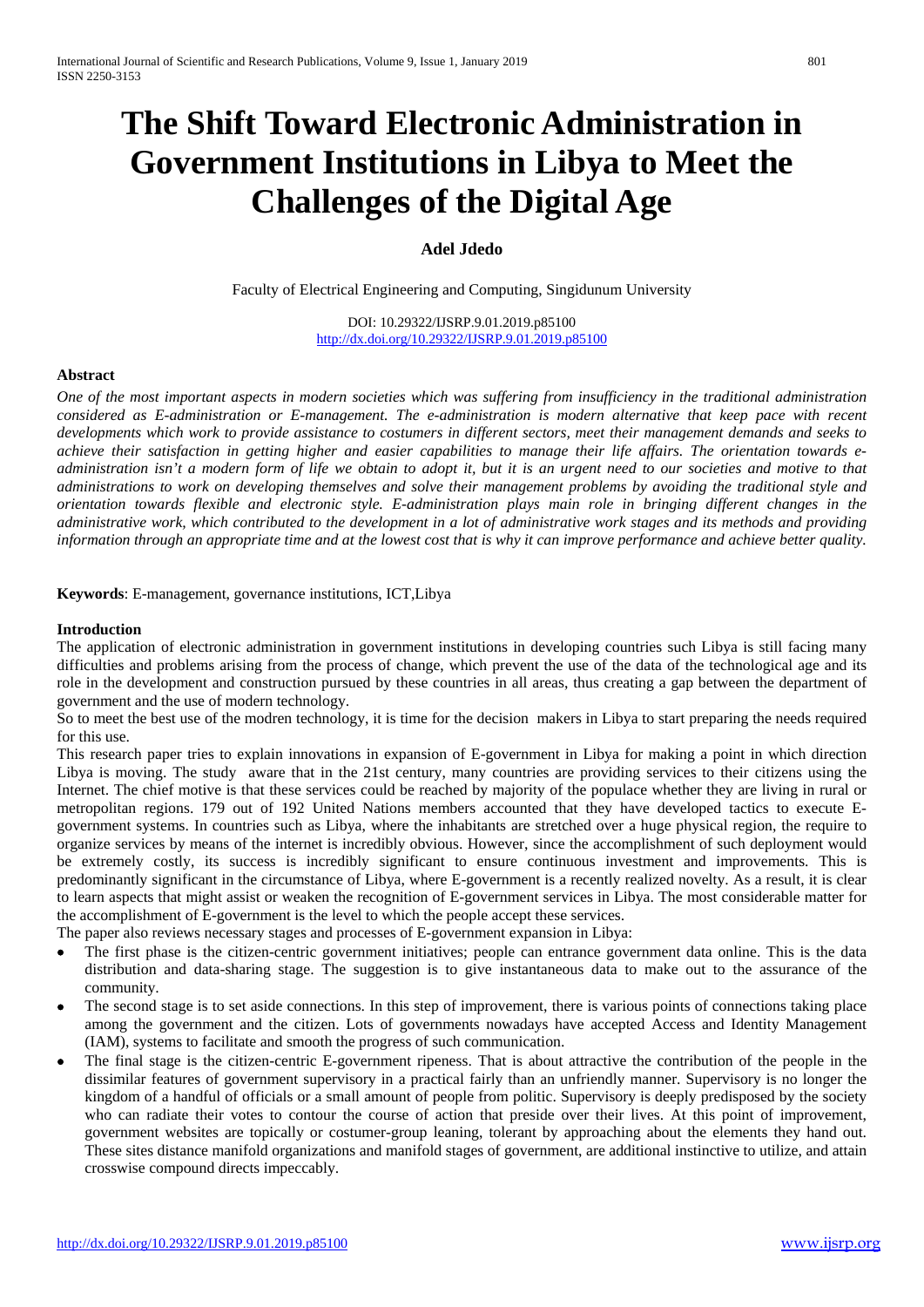# The Shift Toward Electronic Administration in Government Institutions in Libya to Meet the Challenges of the Digital Age

**Adel Jdedo**

Faculty of Electrical Engineering and Computing, Singidunum University

DOI: 10.29322/IJSRP.9.01.2019.p85100
http://dx.doi.org/10.29322/IJSRP.9.01.2019.p85100

**Abstract**

*One of the most important aspects in modern societies which was suffering from insufficiency in the traditional administration considered as E-administration or E-management. The e-administration is modern alternative that keep pace with recent developments which work to provide assistance to costumers in different sectors, meet their management demands and seeks to achieve their satisfaction in getting higher and easier capabilities to manage their life affairs. The orientation towards e-administration isn't a modern form of life we obtain to adopt it, but it is an urgent need to our societies and motive to that administrations to work on developing themselves and solve their management problems by avoiding the traditional style and orientation towards flexible and electronic style. E-administration plays main role in bringing different changes in the administrative work, which contributed to the development in a lot of administrative work stages and its methods and providing information through an appropriate time and at the lowest cost that is why it can improve performance and achieve better quality.*

**Keywords**: E-management, governance institutions, ICT,Libya

**Introduction**

The application of electronic administration in government institutions in developing countries such Libya is still facing many difficulties and problems arising from the process of change, which prevent the use of the data of the technological age and its role in the development and construction pursued by these countries in all areas, thus creating a gap between the department of government and the use of modern technology.

So to meet the best use of the modren technology, it is time for the decision makers in Libya to start preparing the needs required for this use.

This research paper tries to explain innovations in expansion of E-government in Libya for making a point in which direction Libya is moving. The study aware that in the 21st century, many countries are providing services to their citizens using the Internet. The chief motive is that these services could be reached by majority of the populace whether they are living in rural or metropolitan regions. 179 out of 192 United Nations members accounted that they have developed tactics to execute E-government systems. In countries such as Libya, where the inhabitants are stretched over a huge physical region, the require to organize services by means of the internet is incredibly obvious. However, since the accomplishment of such deployment would be extremely costly, its success is incredibly significant to ensure continuous investment and improvements. This is predominantly significant in the circumstance of Libya, where E-government is a recently realized novelty. As a result, it is clear to learn aspects that might assist or weaken the recognition of E-government services in Libya. The most considerable matter for the accomplishment of E-government is the level to which the people accept these services.

The paper also reviews necessary stages and processes of E-government expansion in Libya:

- The first phase is the citizen-centric government initiatives; people can entrance government data online. This is the data distribution and data-sharing stage. The suggestion is to give instantaneous data to make out to the assurance of the community.
- The second stage is to set aside connections. In this step of improvement, there is various points of connections taking place among the government and the citizen. Lots of governments nowadays have accepted Access and Identity Management (IAM), systems to facilitate and smooth the progress of such communication.
- The final stage is the citizen-centric E-government ripeness. That is about attractive the contribution of the people in the dissimilar features of government supervisory in a practical fairly than an unfriendly manner. Supervisory is no longer the kingdom of a handful of officials or a small amount of people from politic. Supervisory is deeply predisposed by the society who can radiate their votes to contour the course of action that preside over their lives. At this point of improvement, government websites are topically or costumer-group leaning, tolerant by approaching about the elements they hand out. These sites distance manifold organizations and manifold stages of government, are additional instinctive to utilize, and attain crosswise compound directs impeccably.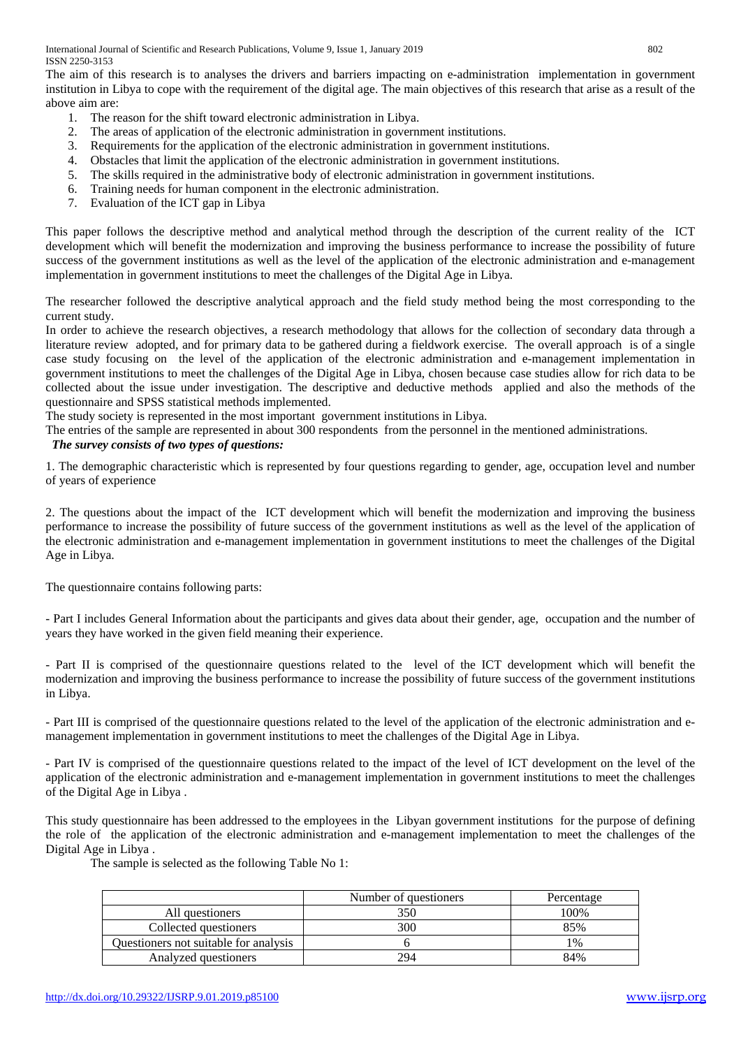The aim of this research is to analyses the drivers and barriers impacting on e-administration implementation in government institution in Libya to cope with the requirement of the digital age. The main objectives of this research that arise as a result of the above aim are:

1. The reason for the shift toward electronic administration in Libya.
2. The areas of application of the electronic administration in government institutions.
3. Requirements for the application of the electronic administration in government institutions.
4. Obstacles that limit the application of the electronic administration in government institutions.
5. The skills required in the administrative body of electronic administration in government institutions.
6. Training needs for human component in the electronic administration.
7. Evaluation of the ICT gap in Libya

This paper follows the descriptive method and analytical method through the description of the current reality of the ICT development which will benefit the modernization and improving the business performance to increase the possibility of future success of the government institutions as well as the level of the application of the electronic administration and e-management implementation in government institutions to meet the challenges of the Digital Age in Libya.

The researcher followed the descriptive analytical approach and the field study method being the most corresponding to the current study.

In order to achieve the research objectives, a research methodology that allows for the collection of secondary data through a literature review adopted, and for primary data to be gathered during a fieldwork exercise. The overall approach is of a single case study focusing on the level of the application of the electronic administration and e-management implementation in government institutions to meet the challenges of the Digital Age in Libya, chosen because case studies allow for rich data to be collected about the issue under investigation. The descriptive and deductive methods applied and also the methods of the questionnaire and SPSS statistical methods implemented.

The study society is represented in the most important government institutions in Libya.

The entries of the sample are represented in about 300 respondents from the personnel in the mentioned administrations.

***The survey consists of two types of questions:***

1. The demographic characteristic which is represented by four questions regarding to gender, age, occupation level and number of years of experience

2. The questions about the impact of the ICT development which will benefit the modernization and improving the business performance to increase the possibility of future success of the government institutions as well as the level of the application of the electronic administration and e-management implementation in government institutions to meet the challenges of the Digital Age in Libya.

The questionnaire contains following parts:

- Part I includes General Information about the participants and gives data about their gender, age, occupation and the number of years they have worked in the given field meaning their experience.

- Part II is comprised of the questionnaire questions related to the level of the ICT development which will benefit the modernization and improving the business performance to increase the possibility of future success of the government institutions in Libya.

- Part III is comprised of the questionnaire questions related to the level of the application of the electronic administration and e-management implementation in government institutions to meet the challenges of the Digital Age in Libya.

- Part IV is comprised of the questionnaire questions related to the impact of the level of ICT development on the level of the application of the electronic administration and e-management implementation in government institutions to meet the challenges of the Digital Age in Libya .

This study questionnaire has been addressed to the employees in the Libyan government institutions for the purpose of defining the role of the application of the electronic administration and e-management implementation to meet the challenges of the Digital Age in Libya .

The sample is selected as the following Table No 1:

| | Number of questioners | Percentage |
|---|---|---|
| All questioners | 350 | 100% |
| Collected questioners | 300 | 85% |
| Questioners not suitable for analysis | 6 | 1% |
| Analyzed questioners | 294 | 84% |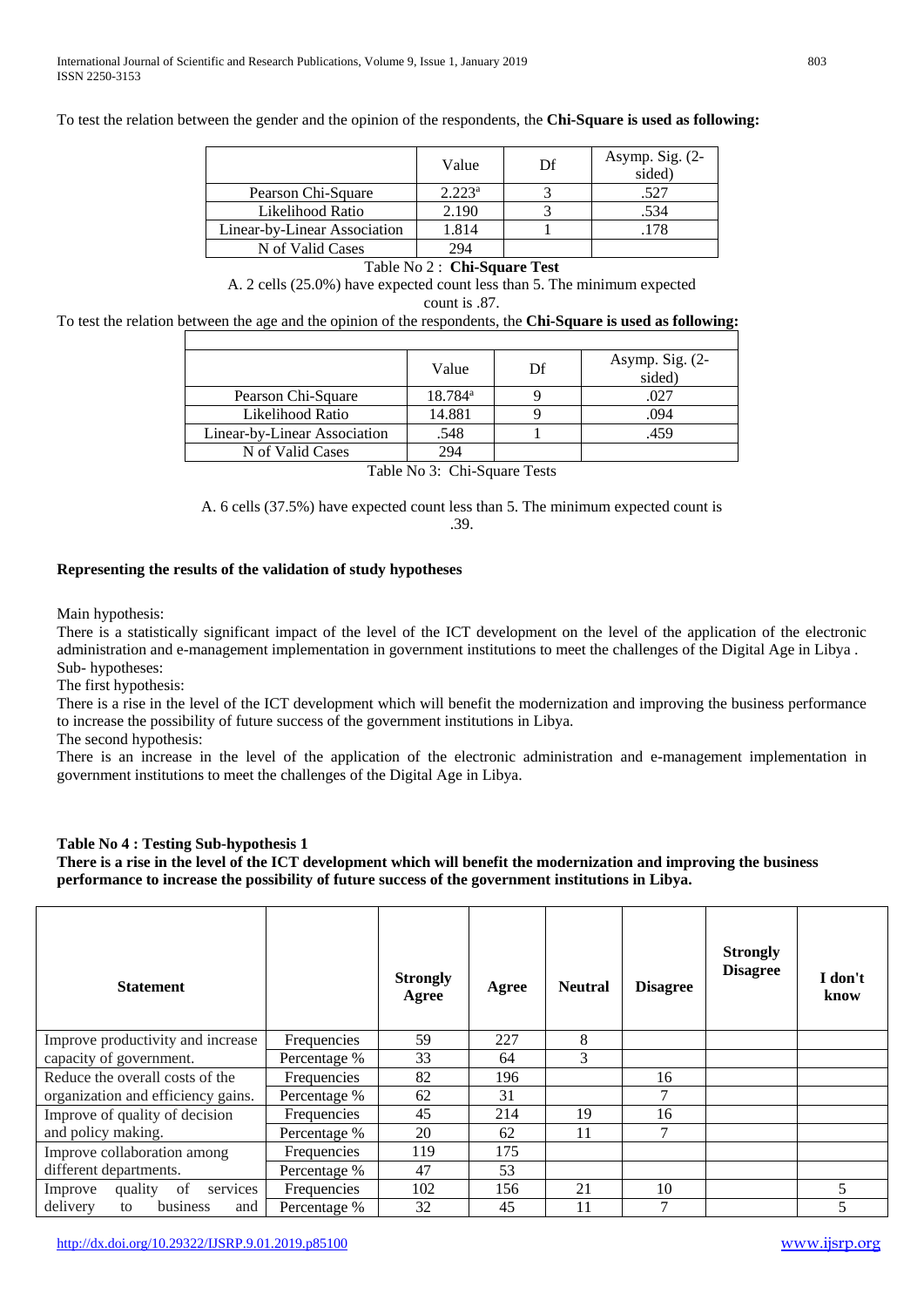To test the relation between the gender and the opinion of the respondents, the **Chi-Square is used as following:**

| | Value | Df | Asymp. Sig. (2-sided) |
|---|---|---|---|
| Pearson Chi-Square | 2.223[a] | 3 | .527 |
| Likelihood Ratio | 2.190 | 3 | .534 |
| Linear-by-Linear Association | 1.814 | 1 | .178 |
| N of Valid Cases | 294 | | |

Table No 2 : **Chi-Square Test**

A. 2 cells (25.0%) have expected count less than 5. The minimum expected count is .87.

To test the relation between the age and the opinion of the respondents, the **Chi-Square is used as following:**

| | Value | Df | Asymp. Sig. (2-sided) |
|---|---|---|---|
| Pearson Chi-Square | 18.784[a] | 9 | .027 |
| Likelihood Ratio | 14.881 | 9 | .094 |
| Linear-by-Linear Association | .548 | 1 | .459 |
| N of Valid Cases | 294 | | |

Table No 3: Chi-Square Tests

A. 6 cells (37.5%) have expected count less than 5. The minimum expected count is .39.

**Representing the results of the validation of study hypotheses**

Main hypothesis:

There is a statistically significant impact of the level of the ICT development on the level of the application of the electronic administration and e-management implementation in government institutions to meet the challenges of the Digital Age in Libya .

Sub- hypotheses:

The first hypothesis:

There is a rise in the level of the ICT development which will benefit the modernization and improving the business performance to increase the possibility of future success of the government institutions in Libya.

The second hypothesis:

There is an increase in the level of the application of the electronic administration and e-management implementation in government institutions to meet the challenges of the Digital Age in Libya.

**Table No 4 : Testing Sub-hypothesis 1**

**There is a rise in the level of the ICT development which will benefit the modernization and improving the business performance to increase the possibility of future success of the government institutions in Libya.**

| **Statement** | | **Strongly Agree** | **Agree** | **Neutral** | **Disagree** | **Strongly Disagree** | **I don't know** |
|---|---|---|---|---|---|---|---|
| Improve productivity and increase capacity of government. | Frequencies | 59 | 227 | 8 | | | |
| | Percentage % | 33 | 64 | 3 | | | |
| Reduce the overall costs of the organization and efficiency gains. | Frequencies | 82 | 196 | | 16 | | |
| | Percentage % | 62 | 31 | | 7 | | |
| Improve of quality of decision and policy making. | Frequencies | 45 | 214 | 19 | 16 | | |
| | Percentage % | 20 | 62 | 11 | 7 | | |
| Improve collaboration among different departments. | Frequencies | 119 | 175 | | | | |
| | Percentage % | 47 | 53 | | | | |
| Improve quality of services delivery to business and | Frequencies | 102 | 156 | 21 | 10 | | 5 |
| | Percentage % | 32 | 45 | 11 | 7 | | 5 |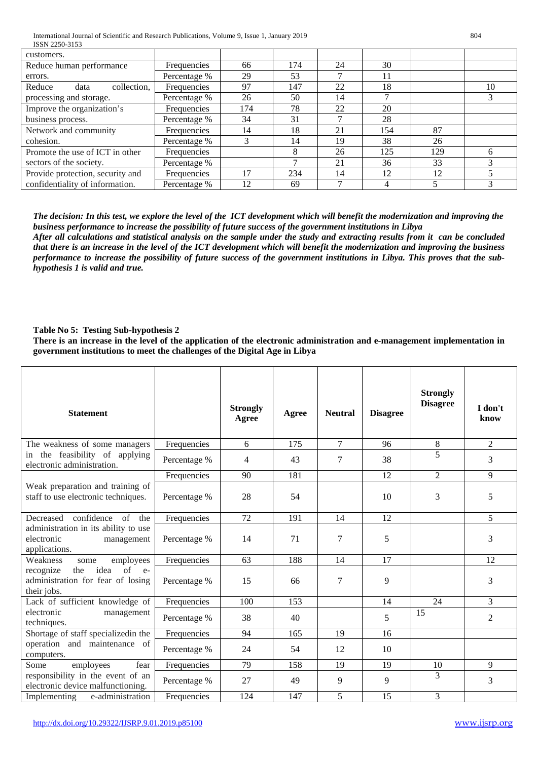| customers. | | | | | | | |
|---|---|---|---|---|---|---|---|
| Reduce human performance errors. | Frequencies | 66 | 174 | 24 | 30 | | |
| | Percentage % | 29 | 53 | 7 | 11 | | |
| Reduce data collection, processing and storage. | Frequencies | 97 | 147 | 22 | 18 | | 10 |
| | Percentage % | 26 | 50 | 14 | 7 | | 3 |
| Improve the organization's business process. | Frequencies | 174 | 78 | 22 | 20 | | |
| | Percentage % | 34 | 31 | 7 | 28 | | |
| Network and community cohesion. | Frequencies | 14 | 18 | 21 | 154 | 87 | |
| | Percentage % | 3 | 14 | 19 | 38 | 26 | |
| Promote the use of ICT in other sectors of the society. | Frequencies | | 8 | 26 | 125 | 129 | 6 |
| | Percentage % | | 7 | 21 | 36 | 33 | 3 |
| Provide protection, security and confidentiality of information. | Frequencies | 17 | 234 | 14 | 12 | 12 | 5 |
| | Percentage % | 12 | 69 | 7 | 4 | 5 | 3 |

***The decision: In this test, we explore the level of the ICT development which will benefit the modernization and improving the business performance to increase the possibility of future success of the government institutions in Libya***

***After all calculations and statistical analysis on the sample under the study and extracting results from it can be concluded that there is an increase in the level of the ICT development which will benefit the modernization and improving the business performance to increase the possibility of future success of the government institutions in Libya. This proves that the sub-hypothesis 1 is valid and true.***

**Table No 5: Testing Sub-hypothesis 2**

**There is an increase in the level of the application of the electronic administration and e-management implementation in government institutions to meet the challenges of the Digital Age in Libya**

| Statement | | Strongly Agree | Agree | Neutral | Disagree | Strongly Disagree | I don't know |
|---|---|---|---|---|---|---|---|
| The weakness of some managers in the feasibility of applying electronic administration. | Frequencies | 6 | 175 | 7 | 96 | 8 | 2 |
| | Percentage % | 4 | 43 | 7 | 38 | 5 | 3 |
| Weak preparation and training of staff to use electronic techniques. | Frequencies | 90 | 181 | | 12 | 2 | 9 |
| | Percentage % | 28 | 54 | | 10 | 3 | 5 |
| Decreased confidence of the administration in its ability to use electronic management applications. | Frequencies | 72 | 191 | 14 | 12 | | 5 |
| | Percentage % | 14 | 71 | 7 | 5 | | 3 |
| Weakness some employees recognize the idea of e-administration for fear of losing their jobs. | Frequencies | 63 | 188 | 14 | 17 | | 12 |
| | Percentage % | 15 | 66 | 7 | 9 | | 3 |
| Lack of sufficient knowledge of electronic management techniques. | Frequencies | 100 | 153 | | 14 | 24 | 3 |
| | Percentage % | 38 | 40 | | 5 | 15 | 2 |
| Shortage of staff specializedin the operation and maintenance of computers. | Frequencies | 94 | 165 | 19 | 16 | | |
| | Percentage % | 24 | 54 | 12 | 10 | | |
| Some employees fear responsibility in the event of an electronic device malfunctioning. | Frequencies | 79 | 158 | 19 | 19 | 10 | 9 |
| | Percentage % | 27 | 49 | 9 | 9 | 3 | 3 |
| Implementing e-administration | Frequencies | 124 | 147 | 5 | 15 | 3 | |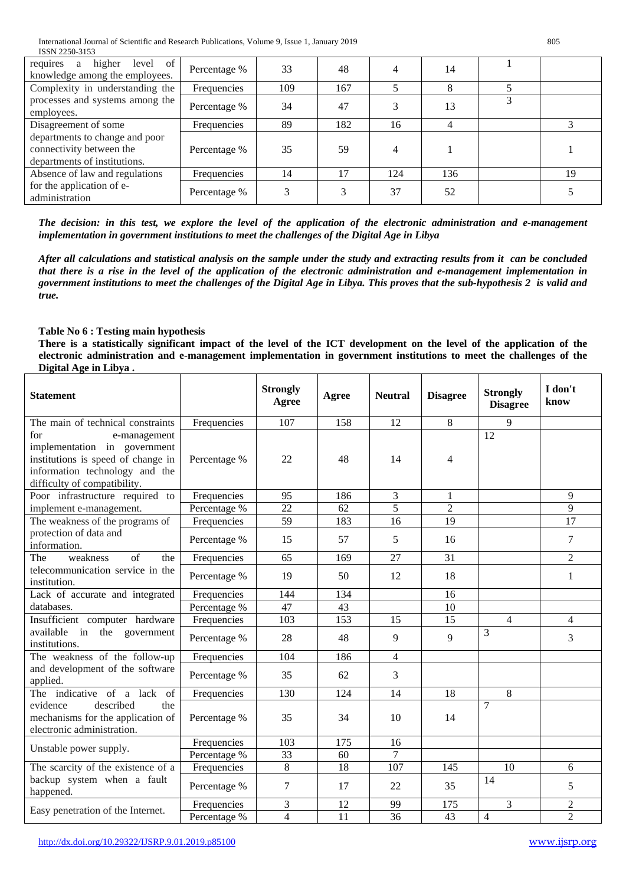| | | | | | | | |
|---|---|---|---|---|---|---|---|
| requires a higher level of knowledge among the employees. | Percentage % | 33 | 48 | 4 | 14 | 1 | |
| Complexity in understanding the processes and systems among the employees. | Frequencies | 109 | 167 | 5 | 8 | 5 | |
| | Percentage % | 34 | 47 | 3 | 13 | 3 | |
| Disagreement of some departments to change and poor connectivity between the departments of institutions. | Frequencies | 89 | 182 | 16 | 4 | | 3 |
| | Percentage % | 35 | 59 | 4 | 1 | | 1 |
| Absence of law and regulations for the application of e-administration | Frequencies | 14 | 17 | 124 | 136 | | 19 |
| | Percentage % | 3 | 3 | 37 | 52 | | 5 |

***The decision: in this test, we explore the level of the application of the electronic administration and e-management implementation in government institutions to meet the challenges of the Digital Age in Libya***

***After all calculations and statistical analysis on the sample under the study and extracting results from it can be concluded that there is a rise in the level of the application of the electronic administration and e-management implementation in government institutions to meet the challenges of the Digital Age in Libya. This proves that the sub-hypothesis 2 is valid and true.***

**Table No 6 : Testing main hypothesis**

**There is a statistically significant impact of the level of the ICT development on the level of the application of the electronic administration and e-management implementation in government institutions to meet the challenges of the Digital Age in Libya .**

| **Statement** | | **Strongly Agree** | **Agree** | **Neutral** | **Disagree** | **Strongly Disagree** | **I don't know** |
|---|---|---|---|---|---|---|---|
| The main of technical constraints for e-management implementation in government institutions is speed of change in information technology and the difficulty of compatibility. | Frequencies | 107 | 158 | 12 | 8 | 9 | |
| | Percentage % | 22 | 48 | 14 | 4 | 12 | |
| Poor infrastructure required to implement e-management. | Frequencies | 95 | 186 | 3 | 1 | | 9 |
| | Percentage % | 22 | 62 | 5 | 2 | | 9 |
| The weakness of the programs of protection of data and information. | Frequencies | 59 | 183 | 16 | 19 | | 17 |
| | Percentage % | 15 | 57 | 5 | 16 | | 7 |
| The weakness of the telecommunication service in the institution. | Frequencies | 65 | 169 | 27 | 31 | | 2 |
| | Percentage % | 19 | 50 | 12 | 18 | | 1 |
| Lack of accurate and integrated databases. | Frequencies | 144 | 134 | | 16 | | |
| | Percentage % | 47 | 43 | | 10 | | |
| Insufficient computer hardware available in the government institutions. | Frequencies | 103 | 153 | 15 | 15 | 4 | 4 |
| | Percentage % | 28 | 48 | 9 | 9 | 3 | 3 |
| The weakness of the follow-up and development of the software applied. | Frequencies | 104 | 186 | 4 | | | |
| | Percentage % | 35 | 62 | 3 | | | |
| The indicative of a lack of evidence described the mechanisms for the application of electronic administration. | Frequencies | 130 | 124 | 14 | 18 | 8 | |
| | Percentage % | 35 | 34 | 10 | 14 | 7 | |
| Unstable power supply. | Frequencies | 103 | 175 | 16 | | | |
| | Percentage % | 33 | 60 | 7 | | | |
| The scarcity of the existence of a backup system when a fault happened. | Frequencies | 8 | 18 | 107 | 145 | 10 | 6 |
| | Percentage % | 7 | 17 | 22 | 35 | 14 | 5 |
| Easy penetration of the Internet. | Frequencies | 3 | 12 | 99 | 175 | 3 | 2 |
| | Percentage % | 4 | 11 | 36 | 43 | 4 | 2 |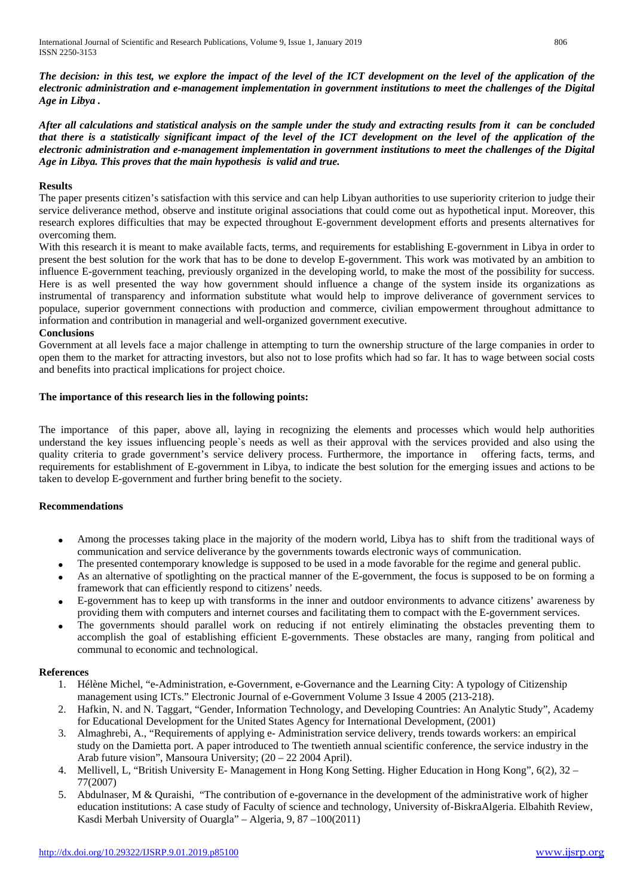***The decision: in this test, we explore the impact of the level of the ICT development on the level of the application of the electronic administration and e-management implementation in government institutions to meet the challenges of the Digital Age in Libya .***

***After all calculations and statistical analysis on the sample under the study and extracting results from it can be concluded that there is a statistically significant impact of the level of the ICT development on the level of the application of the electronic administration and e-management implementation in government institutions to meet the challenges of the Digital Age in Libya. This proves that the main hypothesis is valid and true.***

**Results**

The paper presents citizen's satisfaction with this service and can help Libyan authorities to use superiority criterion to judge their service deliverance method, observe and institute original associations that could come out as hypothetical input. Moreover, this research explores difficulties that may be expected throughout E-government development efforts and presents alternatives for overcoming them.

With this research it is meant to make available facts, terms, and requirements for establishing E-government in Libya in order to present the best solution for the work that has to be done to develop E-government. This work was motivated by an ambition to influence E-government teaching, previously organized in the developing world, to make the most of the possibility for success. Here is as well presented the way how government should influence a change of the system inside its organizations as instrumental of transparency and information substitute what would help to improve deliverance of government services to populace, superior government connections with production and commerce, civilian empowerment throughout admittance to information and contribution in managerial and well-organized government executive.

**Conclusions**

Government at all levels face a major challenge in attempting to turn the ownership structure of the large companies in order to open them to the market for attracting investors, but also not to lose profits which had so far. It has to wage between social costs and benefits into practical implications for project choice.

**The importance of this research lies in the following points:**

The importance of this paper, above all, laying in recognizing the elements and processes which would help authorities understand the key issues influencing people`s needs as well as their approval with the services provided and also using the quality criteria to grade government's service delivery process. Furthermore, the importance in offering facts, terms, and requirements for establishment of E-government in Libya, to indicate the best solution for the emerging issues and actions to be taken to develop E-government and further bring benefit to the society.

**Recommendations**

- Among the processes taking place in the majority of the modern world, Libya has to shift from the traditional ways of communication and service deliverance by the governments towards electronic ways of communication.
- The presented contemporary knowledge is supposed to be used in a mode favorable for the regime and general public.
- As an alternative of spotlighting on the practical manner of the E-government, the focus is supposed to be on forming a framework that can efficiently respond to citizens' needs.
- E-government has to keep up with transforms in the inner and outdoor environments to advance citizens' awareness by providing them with computers and internet courses and facilitating them to compact with the E-government services.
- The governments should parallel work on reducing if not entirely eliminating the obstacles preventing them to accomplish the goal of establishing efficient E-governments. These obstacles are many, ranging from political and communal to economic and technological.

**References**

1. Hélène Michel, "e-Administration, e-Government, e-Governance and the Learning City: A typology of Citizenship management using ICTs." Electronic Journal of e-Government Volume 3 Issue 4 2005 (213-218).
2. Hafkin, N. and N. Taggart, "Gender, Information Technology, and Developing Countries: An Analytic Study", Academy for Educational Development for the United States Agency for International Development, (2001)
3. Almaghrebi, A., "Requirements of applying e- Administration service delivery, trends towards workers: an empirical study on the Damietta port. A paper introduced to The twentieth annual scientific conference, the service industry in the Arab future vision", Mansoura University; (20 – 22 2004 April).
4. Mellivell, L, "British University E- Management in Hong Kong Setting. Higher Education in Hong Kong", 6(2), 32 – 77(2007)
5. Abdulnaser, M & Quraishi, "The contribution of e-governance in the development of the administrative work of higher education institutions: A case study of Faculty of science and technology, University of-BiskraAlgeria. Elbahith Review, Kasdi Merbah University of Ouargla" – Algeria, 9, 87 –100(2011)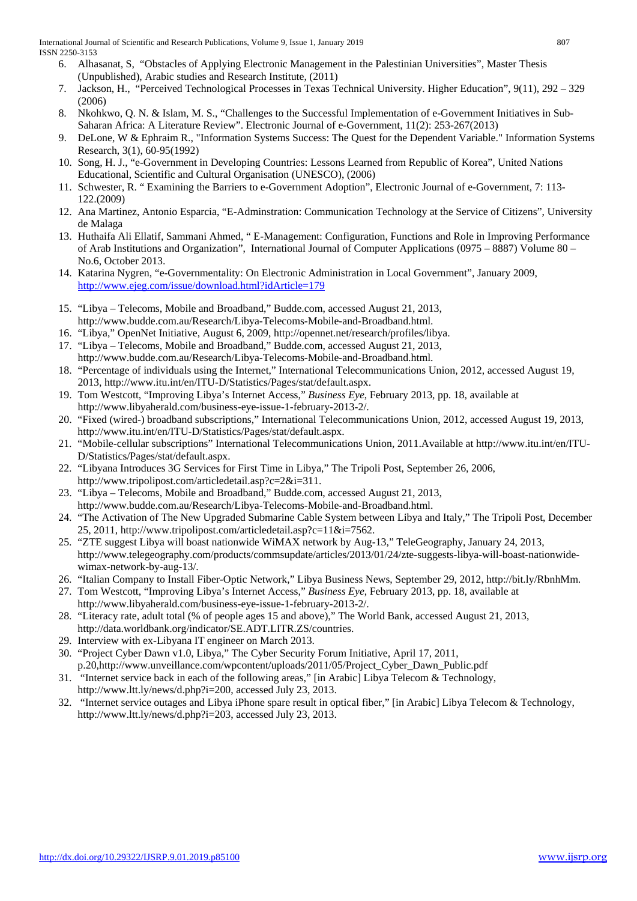6. Alhasanat, S, "Obstacles of Applying Electronic Management in the Palestinian Universities", Master Thesis (Unpublished), Arabic studies and Research Institute, (2011)
7. Jackson, H., "Perceived Technological Processes in Texas Technical University. Higher Education", 9(11), 292 – 329 (2006)
8. Nkohkwo, Q. N. & Islam, M. S., "Challenges to the Successful Implementation of e-Government Initiatives in Sub-Saharan Africa: A Literature Review". Electronic Journal of e-Government, 11(2): 253-267(2013)
9. DeLone, W & Ephraim R., "Information Systems Success: The Quest for the Dependent Variable." Information Systems Research, 3(1), 60-95(1992)
10. Song, H. J., "e-Government in Developing Countries: Lessons Learned from Republic of Korea", United Nations Educational, Scientific and Cultural Organisation (UNESCO), (2006)
11. Schwester, R. " Examining the Barriers to e-Government Adoption", Electronic Journal of e-Government, 7: 113-122.(2009)
12. Ana Martinez, Antonio Esparcia, "E-Adminstration: Communication Technology at the Service of Citizens", University de Malaga
13. Huthaifa Ali Ellatif, Sammani Ahmed, " E-Management: Configuration, Functions and Role in Improving Performance of Arab Institutions and Organization", International Journal of Computer Applications (0975 – 8887) Volume 80 – No.6, October 2013.
14. Katarina Nygren, "e-Governmentality: On Electronic Administration in Local Government", January 2009, http://www.ejeg.com/issue/download.html?idArticle=179
15. "Libya – Telecoms, Mobile and Broadband," Budde.com, accessed August 21, 2013, http://www.budde.com.au/Research/Libya-Telecoms-Mobile-and-Broadband.html.
16. "Libya," OpenNet Initiative, August 6, 2009, http://opennet.net/research/profiles/libya.
17. "Libya – Telecoms, Mobile and Broadband," Budde.com, accessed August 21, 2013, http://www.budde.com.au/Research/Libya-Telecoms-Mobile-and-Broadband.html.
18. "Percentage of individuals using the Internet," International Telecommunications Union, 2012, accessed August 19, 2013, http://www.itu.int/en/ITU-D/Statistics/Pages/stat/default.aspx.
19. Tom Westcott, "Improving Libya's Internet Access," *Business Eye*, February 2013, pp. 18, available at http://www.libyaherald.com/business-eye-issue-1-february-2013-2/.
20. "Fixed (wired-) broadband subscriptions," International Telecommunications Union, 2012, accessed August 19, 2013, http://www.itu.int/en/ITU-D/Statistics/Pages/stat/default.aspx.
21. "Mobile-cellular subscriptions" International Telecommunications Union, 2011.Available at http://www.itu.int/en/ITU-D/Statistics/Pages/stat/default.aspx.
22. "Libyana Introduces 3G Services for First Time in Libya," The Tripoli Post, September 26, 2006, http://www.tripolipost.com/articledetail.asp?c=2&i=311.
23. "Libya – Telecoms, Mobile and Broadband," Budde.com, accessed August 21, 2013, http://www.budde.com.au/Research/Libya-Telecoms-Mobile-and-Broadband.html.
24. "The Activation of The New Upgraded Submarine Cable System between Libya and Italy," The Tripoli Post, December 25, 2011, http://www.tripolipost.com/articledetail.asp?c=11&i=7562.
25. "ZTE suggest Libya will boast nationwide WiMAX network by Aug-13," TeleGeography, January 24, 2013, http://www.telegeography.com/products/commsupdate/articles/2013/01/24/zte-suggests-libya-will-boast-nationwide-wimax-network-by-aug-13/.
26. "Italian Company to Install Fiber-Optic Network," Libya Business News, September 29, 2012, http://bit.ly/RbnhMm.
27. Tom Westcott, "Improving Libya's Internet Access," *Business Eye*, February 2013, pp. 18, available at http://www.libyaherald.com/business-eye-issue-1-february-2013-2/.
28. "Literacy rate, adult total (% of people ages 15 and above)," The World Bank, accessed August 21, 2013, http://data.worldbank.org/indicator/SE.ADT.LITR.ZS/countries.
29. Interview with ex-Libyana IT engineer on March 2013.
30. "Project Cyber Dawn v1.0, Libya," The Cyber Security Forum Initiative, April 17, 2011, p.20,http://www.unveillance.com/wpcontent/uploads/2011/05/Project_Cyber_Dawn_Public.pdf
31. "Internet service back in each of the following areas," [in Arabic] Libya Telecom & Technology, http://www.ltt.ly/news/d.php?i=200, accessed July 23, 2013.
32. "Internet service outages and Libya iPhone spare result in optical fiber," [in Arabic] Libya Telecom & Technology, http://www.ltt.ly/news/d.php?i=203, accessed July 23, 2013.